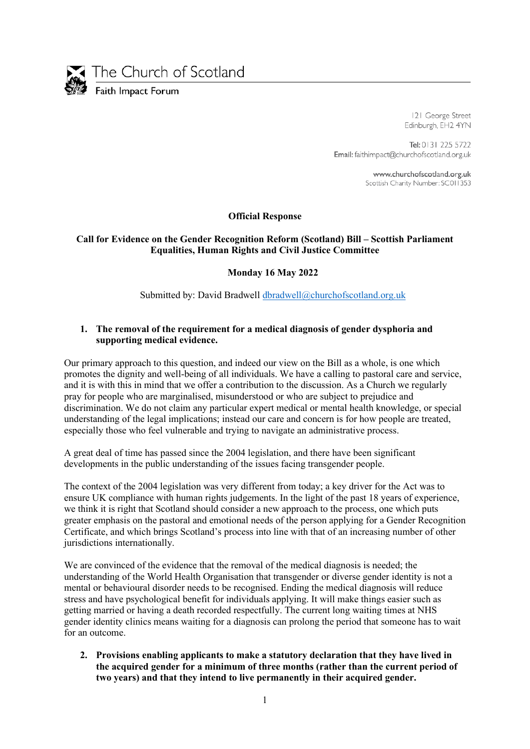The Church of Scotland

Faith Impact Forum

121 George Street
Edinburgh, EH2 4YN

**Tel:** 0131 225 5722
**Email:** faithimpact@churchofscotland.org.uk

www.churchofscotland.org.uk
Scottish Charity Number: SC011353

**Official Response**

**Call for Evidence on the Gender Recognition Reform (Scotland) Bill – Scottish Parliament Equalities, Human Rights and Civil Justice Committee**

**Monday 16 May 2022**

Submitted by: David Bradwell dbradwell@churchofscotland.org.uk

1. **The removal of the requirement for a medical diagnosis of gender dysphoria and supporting medical evidence.**

Our primary approach to this question, and indeed our view on the Bill as a whole, is one which promotes the dignity and well-being of all individuals. We have a calling to pastoral care and service, and it is with this in mind that we offer a contribution to the discussion. As a Church we regularly pray for people who are marginalised, misunderstood or who are subject to prejudice and discrimination. We do not claim any particular expert medical or mental health knowledge, or special understanding of the legal implications; instead our care and concern is for how people are treated, especially those who feel vulnerable and trying to navigate an administrative process.

A great deal of time has passed since the 2004 legislation, and there have been significant developments in the public understanding of the issues facing transgender people.

The context of the 2004 legislation was very different from today; a key driver for the Act was to ensure UK compliance with human rights judgements. In the light of the past 18 years of experience, we think it is right that Scotland should consider a new approach to the process, one which puts greater emphasis on the pastoral and emotional needs of the person applying for a Gender Recognition Certificate, and which brings Scotland's process into line with that of an increasing number of other jurisdictions internationally.

We are convinced of the evidence that the removal of the medical diagnosis is needed; the understanding of the World Health Organisation that transgender or diverse gender identity is not a mental or behavioural disorder needs to be recognised. Ending the medical diagnosis will reduce stress and have psychological benefit for individuals applying. It will make things easier such as getting married or having a death recorded respectfully. The current long waiting times at NHS gender identity clinics means waiting for a diagnosis can prolong the period that someone has to wait for an outcome.

2. **Provisions enabling applicants to make a statutory declaration that they have lived in the acquired gender for a minimum of three months (rather than the current period of two years) and that they intend to live permanently in their acquired gender.**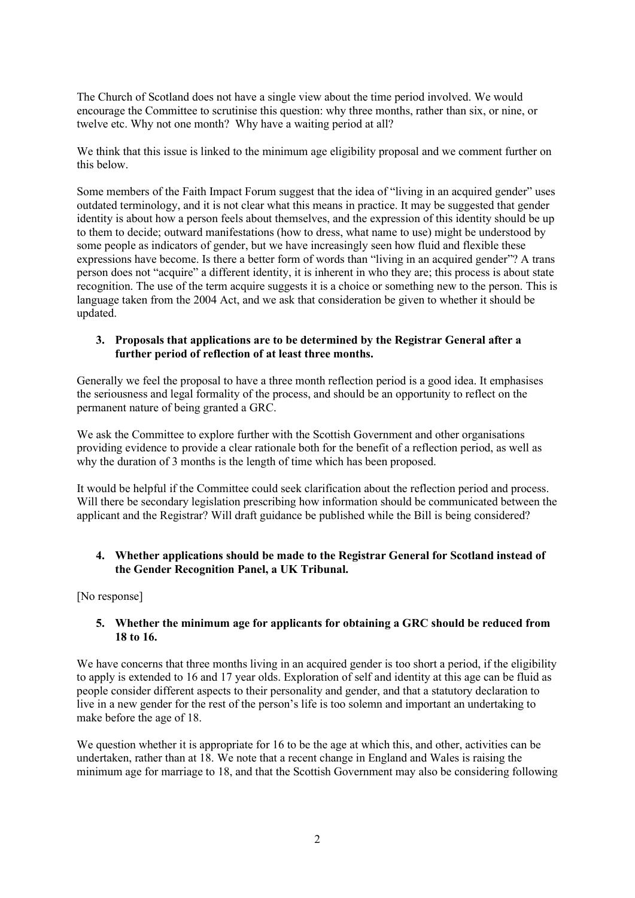The Church of Scotland does not have a single view about the time period involved. We would encourage the Committee to scrutinise this question: why three months, rather than six, or nine, or twelve etc. Why not one month? Why have a waiting period at all?

We think that this issue is linked to the minimum age eligibility proposal and we comment further on this below.

Some members of the Faith Impact Forum suggest that the idea of "living in an acquired gender" uses outdated terminology, and it is not clear what this means in practice. It may be suggested that gender identity is about how a person feels about themselves, and the expression of this identity should be up to them to decide; outward manifestations (how to dress, what name to use) might be understood by some people as indicators of gender, but we have increasingly seen how fluid and flexible these expressions have become. Is there a better form of words than "living in an acquired gender"? A trans person does not "acquire" a different identity, it is inherent in who they are; this process is about state recognition. The use of the term acquire suggests it is a choice or something new to the person. This is language taken from the 2004 Act, and we ask that consideration be given to whether it should be updated.

**3. Proposals that applications are to be determined by the Registrar General after a further period of reflection of at least three months.**

Generally we feel the proposal to have a three month reflection period is a good idea. It emphasises the seriousness and legal formality of the process, and should be an opportunity to reflect on the permanent nature of being granted a GRC.

We ask the Committee to explore further with the Scottish Government and other organisations providing evidence to provide a clear rationale both for the benefit of a reflection period, as well as why the duration of 3 months is the length of time which has been proposed.

It would be helpful if the Committee could seek clarification about the reflection period and process. Will there be secondary legislation prescribing how information should be communicated between the applicant and the Registrar? Will draft guidance be published while the Bill is being considered?

**4. Whether applications should be made to the Registrar General for Scotland instead of the Gender Recognition Panel, a UK Tribunal.**

[No response]

**5. Whether the minimum age for applicants for obtaining a GRC should be reduced from 18 to 16.**

We have concerns that three months living in an acquired gender is too short a period, if the eligibility to apply is extended to 16 and 17 year olds. Exploration of self and identity at this age can be fluid as people consider different aspects to their personality and gender, and that a statutory declaration to live in a new gender for the rest of the person's life is too solemn and important an undertaking to make before the age of 18.

We question whether it is appropriate for 16 to be the age at which this, and other, activities can be undertaken, rather than at 18. We note that a recent change in England and Wales is raising the minimum age for marriage to 18, and that the Scottish Government may also be considering following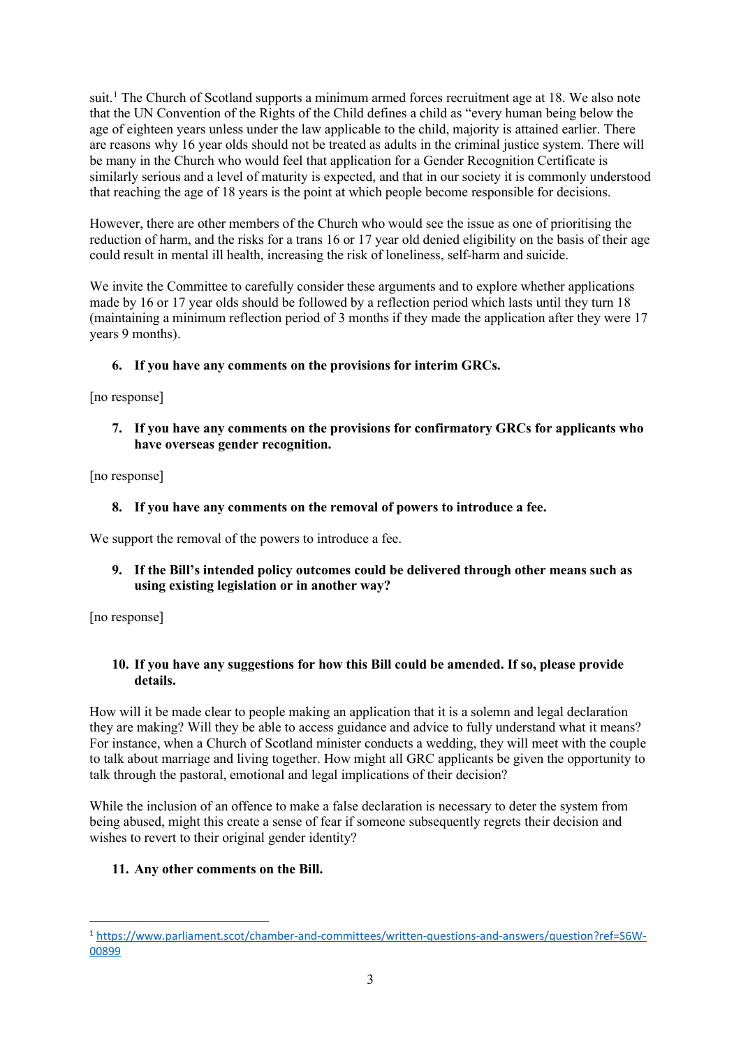suit.[1] The Church of Scotland supports a minimum armed forces recruitment age at 18. We also note that the UN Convention of the Rights of the Child defines a child as "every human being below the age of eighteen years unless under the law applicable to the child, majority is attained earlier. There are reasons why 16 year olds should not be treated as adults in the criminal justice system. There will be many in the Church who would feel that application for a Gender Recognition Certificate is similarly serious and a level of maturity is expected, and that in our society it is commonly understood that reaching the age of 18 years is the point at which people become responsible for decisions.

However, there are other members of the Church who would see the issue as one of prioritising the reduction of harm, and the risks for a trans 16 or 17 year old denied eligibility on the basis of their age could result in mental ill health, increasing the risk of loneliness, self-harm and suicide.

We invite the Committee to carefully consider these arguments and to explore whether applications made by 16 or 17 year olds should be followed by a reflection period which lasts until they turn 18 (maintaining a minimum reflection period of 3 months if they made the application after they were 17 years 9 months).

**6. If you have any comments on the provisions for interim GRCs.**

[no response]

**7. If you have any comments on the provisions for confirmatory GRCs for applicants who have overseas gender recognition.**

[no response]

**8. If you have any comments on the removal of powers to introduce a fee.**

We support the removal of the powers to introduce a fee.

**9. If the Bill's intended policy outcomes could be delivered through other means such as using existing legislation or in another way?**

[no response]

**10. If you have any suggestions for how this Bill could be amended. If so, please provide details.**

How will it be made clear to people making an application that it is a solemn and legal declaration they are making? Will they be able to access guidance and advice to fully understand what it means? For instance, when a Church of Scotland minister conducts a wedding, they will meet with the couple to talk about marriage and living together. How might all GRC applicants be given the opportunity to talk through the pastoral, emotional and legal implications of their decision?

While the inclusion of an offence to make a false declaration is necessary to deter the system from being abused, might this create a sense of fear if someone subsequently regrets their decision and wishes to revert to their original gender identity?

**11. Any other comments on the Bill.**

---

[1] https://www.parliament.scot/chamber-and-committees/written-questions-and-answers/question?ref=S6W-00899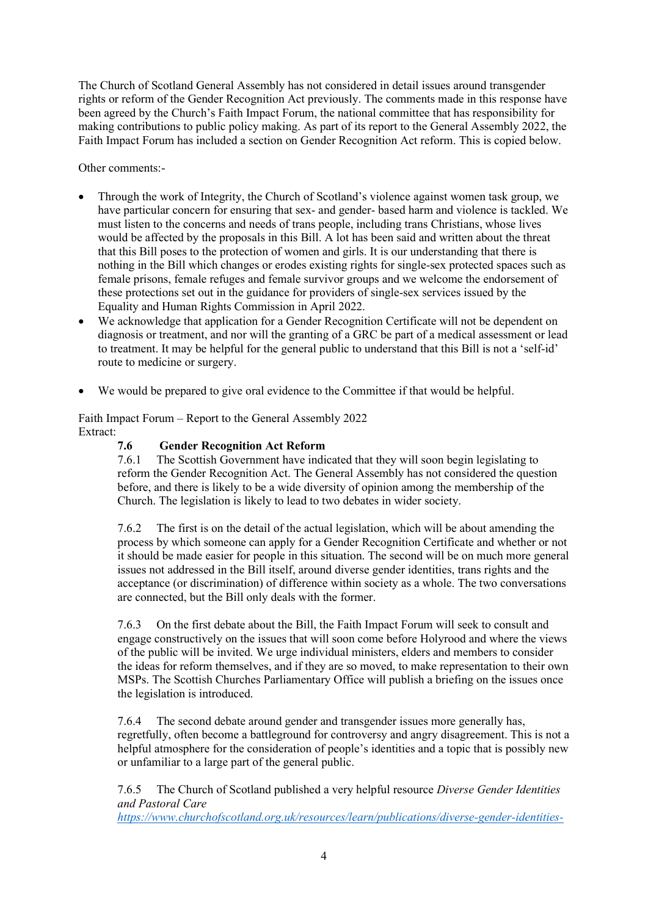The Church of Scotland General Assembly has not considered in detail issues around transgender rights or reform of the Gender Recognition Act previously. The comments made in this response have been agreed by the Church's Faith Impact Forum, the national committee that has responsibility for making contributions to public policy making. As part of its report to the General Assembly 2022, the Faith Impact Forum has included a section on Gender Recognition Act reform. This is copied below.

Other comments:-

- Through the work of Integrity, the Church of Scotland's violence against women task group, we have particular concern for ensuring that sex- and gender- based harm and violence is tackled. We must listen to the concerns and needs of trans people, including trans Christians, whose lives would be affected by the proposals in this Bill. A lot has been said and written about the threat that this Bill poses to the protection of women and girls. It is our understanding that there is nothing in the Bill which changes or erodes existing rights for single-sex protected spaces such as female prisons, female refuges and female survivor groups and we welcome the endorsement of these protections set out in the guidance for providers of single-sex services issued by the Equality and Human Rights Commission in April 2022.
- We acknowledge that application for a Gender Recognition Certificate will not be dependent on diagnosis or treatment, and nor will the granting of a GRC be part of a medical assessment or lead to treatment. It may be helpful for the general public to understand that this Bill is not a 'self-id' route to medicine or surgery.
- We would be prepared to give oral evidence to the Committee if that would be helpful.

Faith Impact Forum – Report to the General Assembly 2022
Extract:

**7.6 Gender Recognition Act Reform**

7.6.1 The Scottish Government have indicated that they will soon begin legislating to reform the Gender Recognition Act. The General Assembly has not considered the question before, and there is likely to be a wide diversity of opinion among the membership of the Church. The legislation is likely to lead to two debates in wider society.

7.6.2 The first is on the detail of the actual legislation, which will be about amending the process by which someone can apply for a Gender Recognition Certificate and whether or not it should be made easier for people in this situation. The second will be on much more general issues not addressed in the Bill itself, around diverse gender identities, trans rights and the acceptance (or discrimination) of difference within society as a whole. The two conversations are connected, but the Bill only deals with the former.

7.6.3 On the first debate about the Bill, the Faith Impact Forum will seek to consult and engage constructively on the issues that will soon come before Holyrood and where the views of the public will be invited. We urge individual ministers, elders and members to consider the ideas for reform themselves, and if they are so moved, to make representation to their own MSPs. The Scottish Churches Parliamentary Office will publish a briefing on the issues once the legislation is introduced.

7.6.4 The second debate around gender and transgender issues more generally has, regretfully, often become a battleground for controversy and angry disagreement. This is not a helpful atmosphere for the consideration of people's identities and a topic that is possibly new or unfamiliar to a large part of the general public.

7.6.5 The Church of Scotland published a very helpful resource *Diverse Gender Identities and Pastoral Care* https://www.churchofscotland.org.uk/resources/learn/publications/diverse-gender-identities-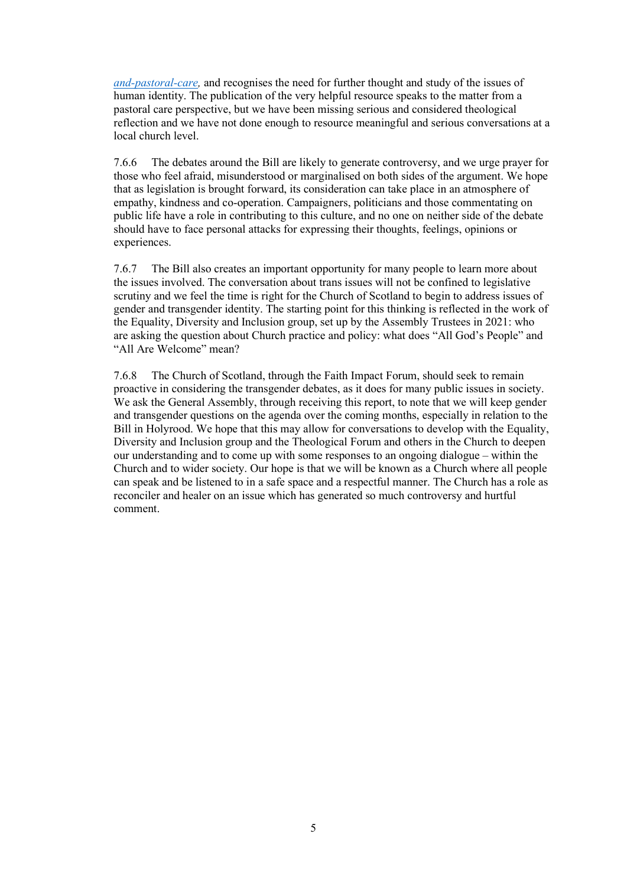*and-pastoral-care*, and recognises the need for further thought and study of the issues of human identity. The publication of the very helpful resource speaks to the matter from a pastoral care perspective, but we have been missing serious and considered theological reflection and we have not done enough to resource meaningful and serious conversations at a local church level.

7.6.6 The debates around the Bill are likely to generate controversy, and we urge prayer for those who feel afraid, misunderstood or marginalised on both sides of the argument. We hope that as legislation is brought forward, its consideration can take place in an atmosphere of empathy, kindness and co-operation. Campaigners, politicians and those commentating on public life have a role in contributing to this culture, and no one on neither side of the debate should have to face personal attacks for expressing their thoughts, feelings, opinions or experiences.

7.6.7 The Bill also creates an important opportunity for many people to learn more about the issues involved. The conversation about trans issues will not be confined to legislative scrutiny and we feel the time is right for the Church of Scotland to begin to address issues of gender and transgender identity. The starting point for this thinking is reflected in the work of the Equality, Diversity and Inclusion group, set up by the Assembly Trustees in 2021: who are asking the question about Church practice and policy: what does "All God's People" and "All Are Welcome" mean?

7.6.8 The Church of Scotland, through the Faith Impact Forum, should seek to remain proactive in considering the transgender debates, as it does for many public issues in society. We ask the General Assembly, through receiving this report, to note that we will keep gender and transgender questions on the agenda over the coming months, especially in relation to the Bill in Holyrood. We hope that this may allow for conversations to develop with the Equality, Diversity and Inclusion group and the Theological Forum and others in the Church to deepen our understanding and to come up with some responses to an ongoing dialogue – within the Church and to wider society. Our hope is that we will be known as a Church where all people can speak and be listened to in a safe space and a respectful manner. The Church has a role as reconciler and healer on an issue which has generated so much controversy and hurtful comment.